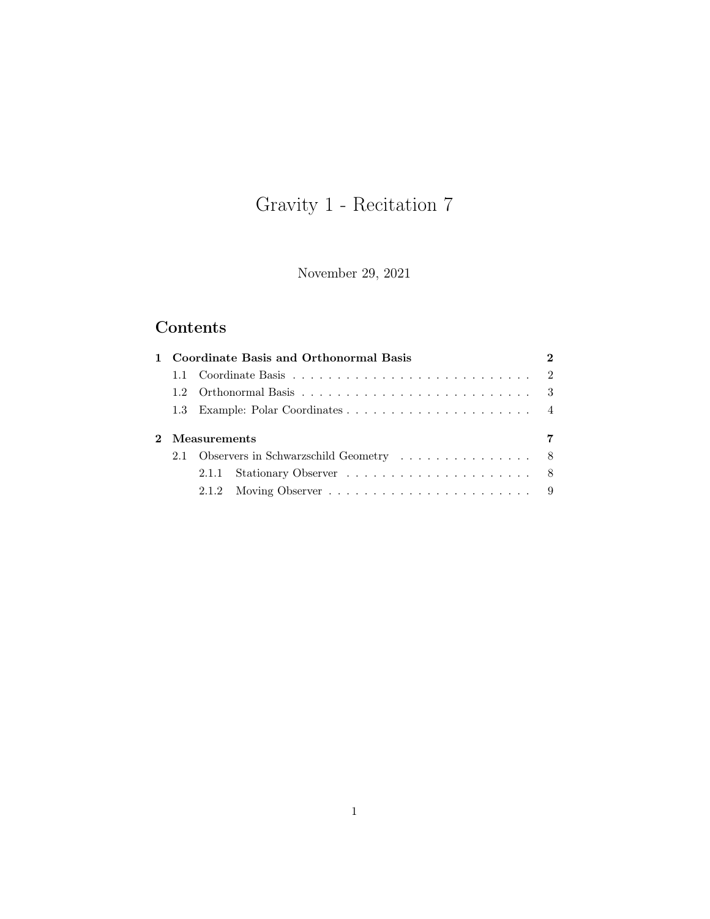# Gravity 1 - Recitation 7

November 29, 2021

## Contents

- **1 Coordinate Basis and Orthonormal Basis** — 2
  - 1.1 Coordinate Basis — 2
  - 1.2 Orthonormal Basis — 3
  - 1.3 Example: Polar Coordinates — 4
- **2 Measurements** — 7
  - 2.1 Observers in Schwarzschild Geometry — 8
    - 2.1.1 Stationary Observer — 8
    - 2.1.2 Moving Observer — 9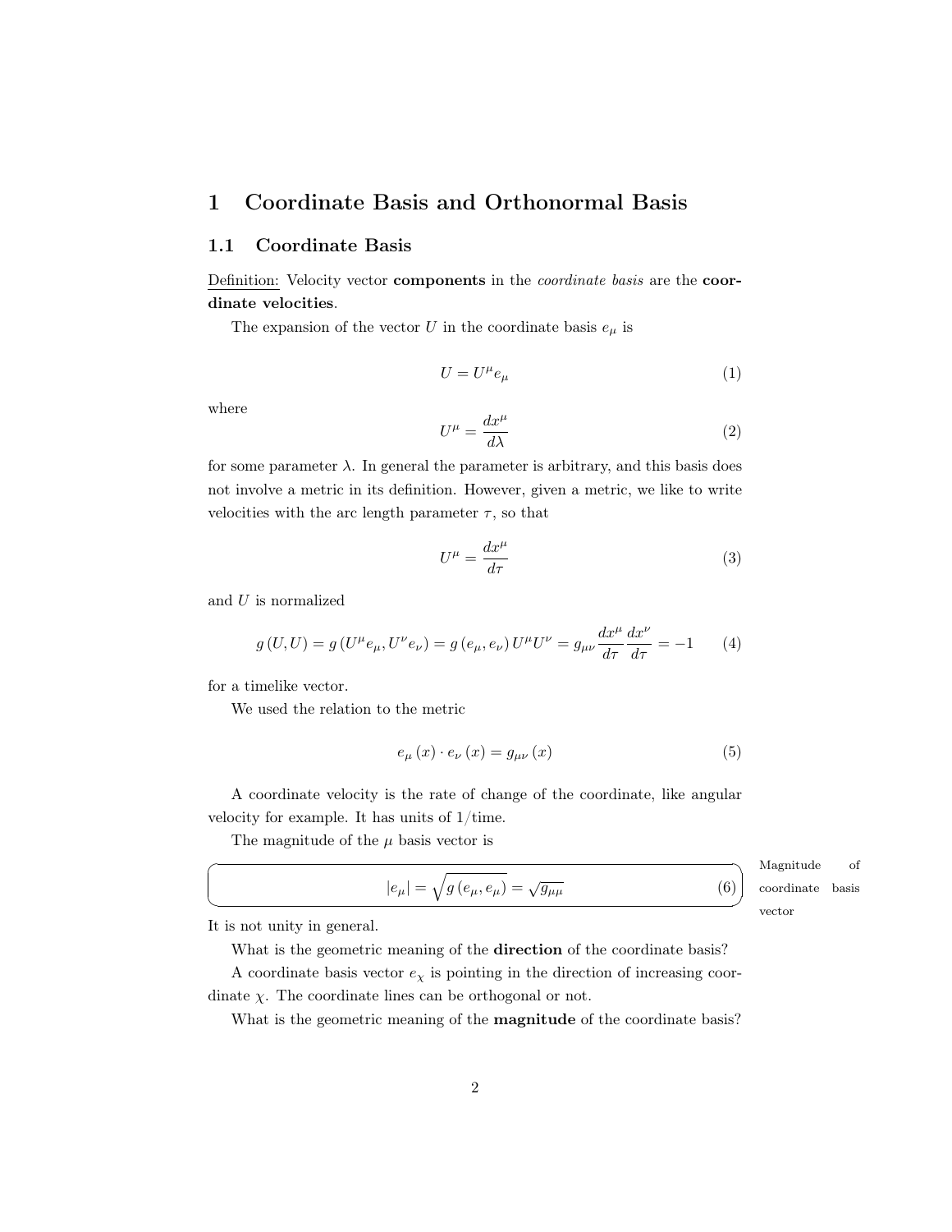# 1 Coordinate Basis and Orthonormal Basis

## 1.1 Coordinate Basis

Definition: Velocity vector **components** in the *coordinate basis* are the **coordinate velocities**.

The expansion of the vector $U$ in the coordinate basis $e_\mu$ is

$$U = U^\mu e_\mu \tag{1}$$

where

$$U^\mu = \frac{dx^\mu}{d\lambda} \tag{2}$$

for some parameter $\lambda$. In general the parameter is arbitrary, and this basis does not involve a metric in its definition. However, given a metric, we like to write velocities with the arc length parameter $\tau$, so that

$$U^\mu = \frac{dx^\mu}{d\tau} \tag{3}$$

and $U$ is normalized

$$g(U, U) = g(U^\mu e_\mu, U^\nu e_\nu) = g(e_\mu, e_\nu) U^\mu U^\nu = g_{\mu\nu} \frac{dx^\mu}{d\tau} \frac{dx^\nu}{d\tau} = -1 \tag{4}$$

for a timelike vector.

We used the relation to the metric

$$e_\mu(x) \cdot e_\nu(x) = g_{\mu\nu}(x) \tag{5}$$

A coordinate velocity is the rate of change of the coordinate, like angular velocity for example. It has units of 1/time.

The magnitude of the $\mu$ basis vector is

$$|e_\mu| = \sqrt{g(e_\mu, e_\mu)} = \sqrt{g_{\mu\mu}} \tag{6}$$

Magnitude of coordinate basis vector

It is not unity in general.

What is the geometric meaning of the **direction** of the coordinate basis?

A coordinate basis vector $e_\chi$ is pointing in the direction of increasing coordinate $\chi$. The coordinate lines can be orthogonal or not.

What is the geometric meaning of the **magnitude** of the coordinate basis?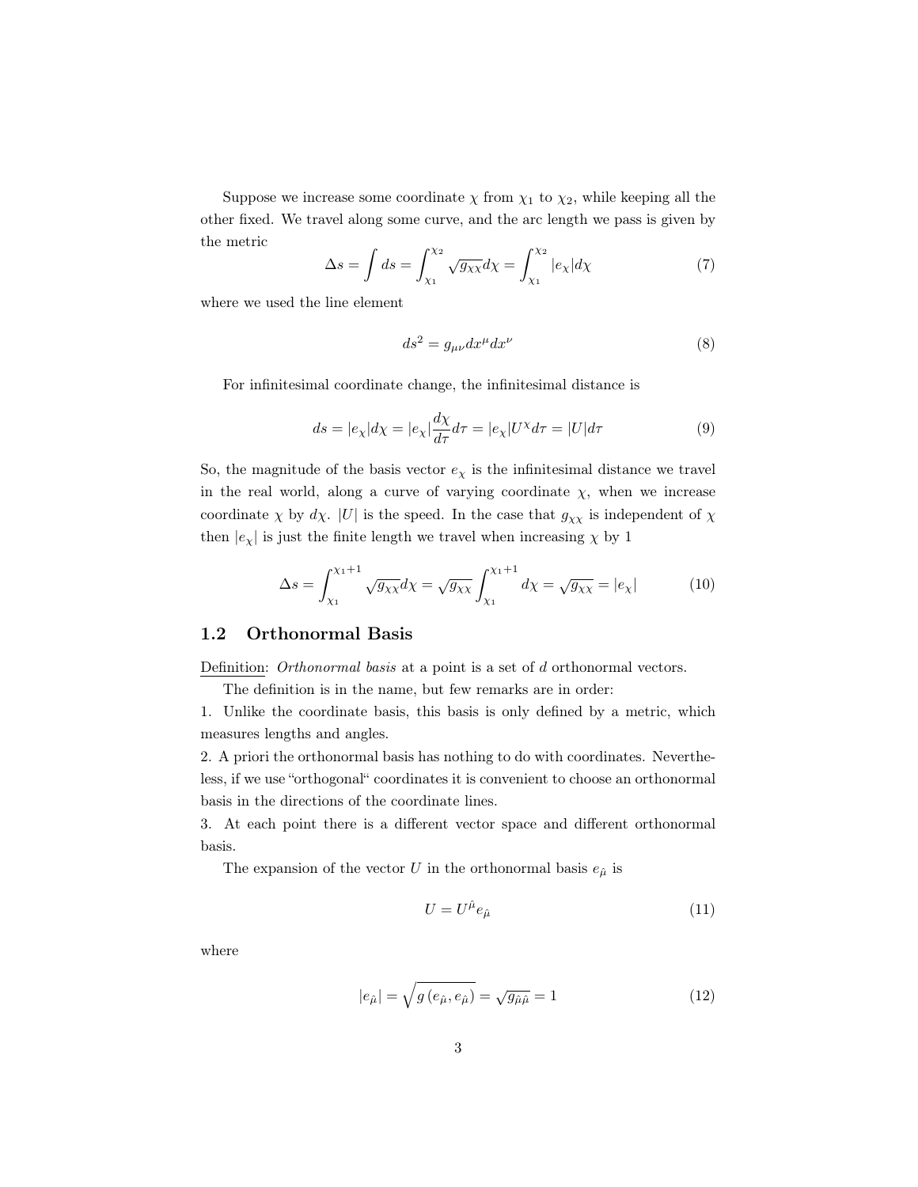Suppose we increase some coordinate $\chi$ from $\chi_1$ to $\chi_2$, while keeping all the other fixed. We travel along some curve, and the arc length we pass is given by the metric

$$\Delta s = \int ds = \int_{\chi_1}^{\chi_2} \sqrt{g_{\chi\chi}} d\chi = \int_{\chi_1}^{\chi_2} |e_\chi| d\chi \tag{7}$$

where we used the line element

$$ds^2 = g_{\mu\nu} dx^\mu dx^\nu \tag{8}$$

For infinitesimal coordinate change, the infinitesimal distance is

$$ds = |e_\chi| d\chi = |e_\chi| \frac{d\chi}{d\tau} d\tau = |e_\chi| U^\chi d\tau = |U| d\tau \tag{9}$$

So, the magnitude of the basis vector $e_\chi$ is the infinitesimal distance we travel in the real world, along a curve of varying coordinate $\chi$, when we increase coordinate $\chi$ by $d\chi$. $|U|$ is the speed. In the case that $g_{\chi\chi}$ is independent of $\chi$ then $|e_\chi|$ is just the finite length we travel when increasing $\chi$ by 1

$$\Delta s = \int_{\chi_1}^{\chi_1+1} \sqrt{g_{\chi\chi}} d\chi = \sqrt{g_{\chi\chi}} \int_{\chi_1}^{\chi_1+1} d\chi = \sqrt{g_{\chi\chi}} = |e_\chi| \tag{10}$$

### 1.2 Orthonormal Basis

Definition: *Orthonormal basis* at a point is a set of $d$ orthonormal vectors.

The definition is in the name, but few remarks are in order:

1. Unlike the coordinate basis, this basis is only defined by a metric, which measures lengths and angles.
2. A priori the orthonormal basis has nothing to do with coordinates. Nevertheless, if we use "orthogonal" coordinates it is convenient to choose an orthonormal basis in the directions of the coordinate lines.
3. At each point there is a different vector space and different orthonormal basis.

The expansion of the vector $U$ in the orthonormal basis $e_{\hat{\mu}}$ is

$$U = U^{\hat{\mu}} e_{\hat{\mu}} \tag{11}$$

where

$$|e_{\hat{\mu}}| = \sqrt{g\left(e_{\hat{\mu}}, e_{\hat{\mu}}\right)} = \sqrt{g_{\hat{\mu}\hat{\mu}}} = 1 \tag{12}$$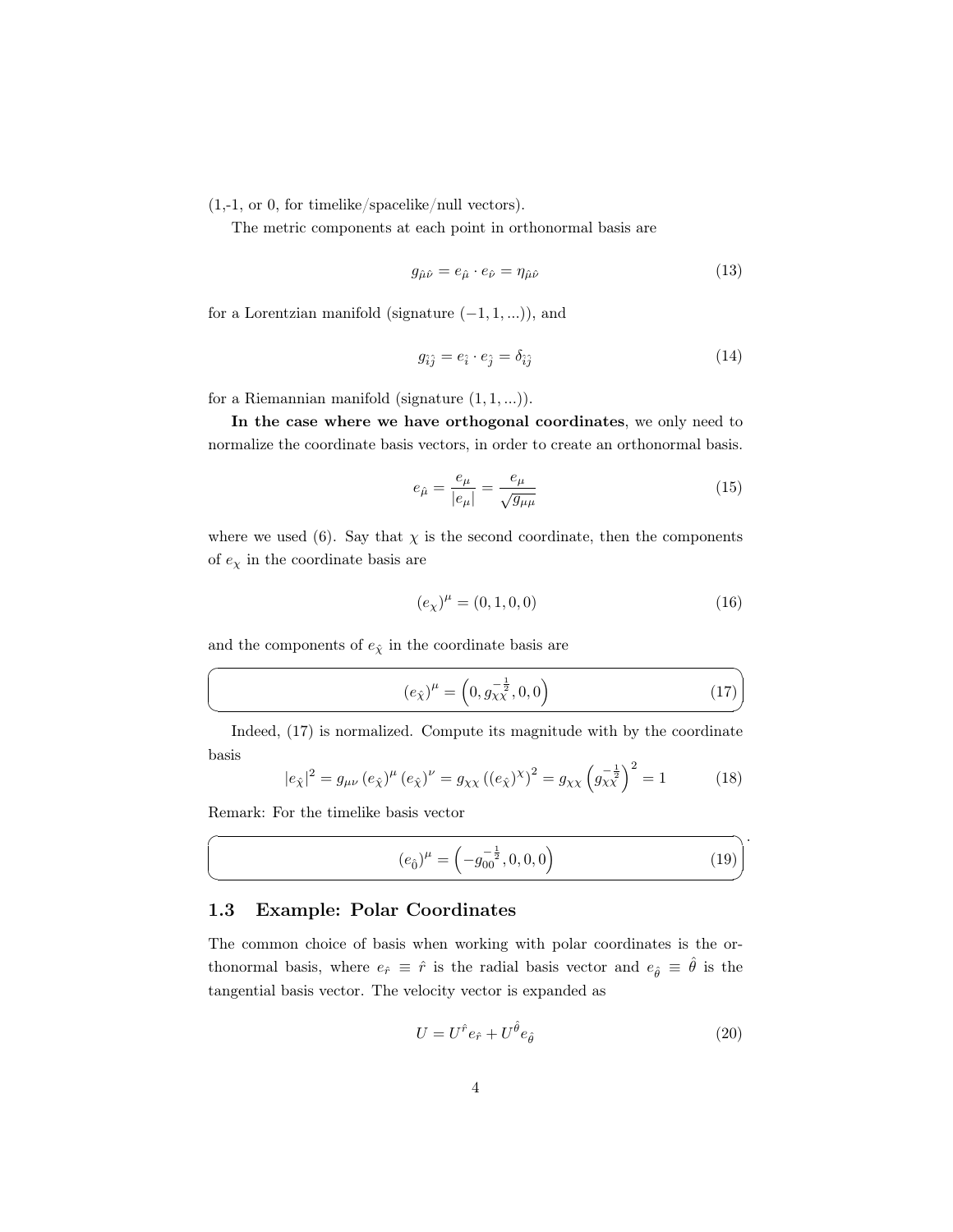(1,-1, or 0, for timelike/spacelike/null vectors).

The metric components at each point in orthonormal basis are

$$g_{\hat{\mu}\hat{\nu}} = e_{\hat{\mu}} \cdot e_{\hat{\nu}} = \eta_{\hat{\mu}\hat{\nu}} \tag{13}$$

for a Lorentzian manifold (signature $(-1, 1, ...)$), and

$$g_{\hat{i}\hat{j}} = e_{\hat{i}} \cdot e_{\hat{j}} = \delta_{\hat{i}\hat{j}} \tag{14}$$

for a Riemannian manifold (signature $(1, 1, ...)$).

**In the case where we have orthogonal coordinates**, we only need to normalize the coordinate basis vectors, in order to create an orthonormal basis.

$$e_{\hat{\mu}} = \frac{e_\mu}{|e_\mu|} = \frac{e_\mu}{\sqrt{g_{\mu\mu}}} \tag{15}$$

where we used (6). Say that $\chi$ is the second coordinate, then the components of $e_\chi$ in the coordinate basis are

$$(e_\chi)^\mu = (0, 1, 0, 0) \tag{16}$$

and the components of $e_{\hat{\chi}}$ in the coordinate basis are

$$(e_{\hat{\chi}})^\mu = \left(0, g_{\chi\chi}^{-\frac{1}{2}}, 0, 0\right) \tag{17}$$

Indeed, (17) is normalized. Compute its magnitude with by the coordinate basis

$$|e_{\hat{\chi}}|^2 = g_{\mu\nu}\,(e_{\hat{\chi}})^\mu\,(e_{\hat{\chi}})^\nu = g_{\chi\chi}\left((e_{\hat{\chi}})^\chi\right)^2 = g_{\chi\chi}\left(g_{\chi\chi}^{-\frac{1}{2}}\right)^2 = 1 \tag{18}$$

Remark: For the timelike basis vector

$$(e_{\hat{0}})^\mu = \left(-g_{00}^{-\frac{1}{2}}, 0, 0, 0\right) \tag{19}$$

.

## 1.3 Example: Polar Coordinates

The common choice of basis when working with polar coordinates is the orthonormal basis, where $e_{\hat{r}} \equiv \hat{r}$ is the radial basis vector and $e_{\hat{\theta}} \equiv \hat{\theta}$ is the tangential basis vector. The velocity vector is expanded as

$$U = U^{\hat{r}} e_{\hat{r}} + U^{\hat{\theta}} e_{\hat{\theta}} \tag{20}$$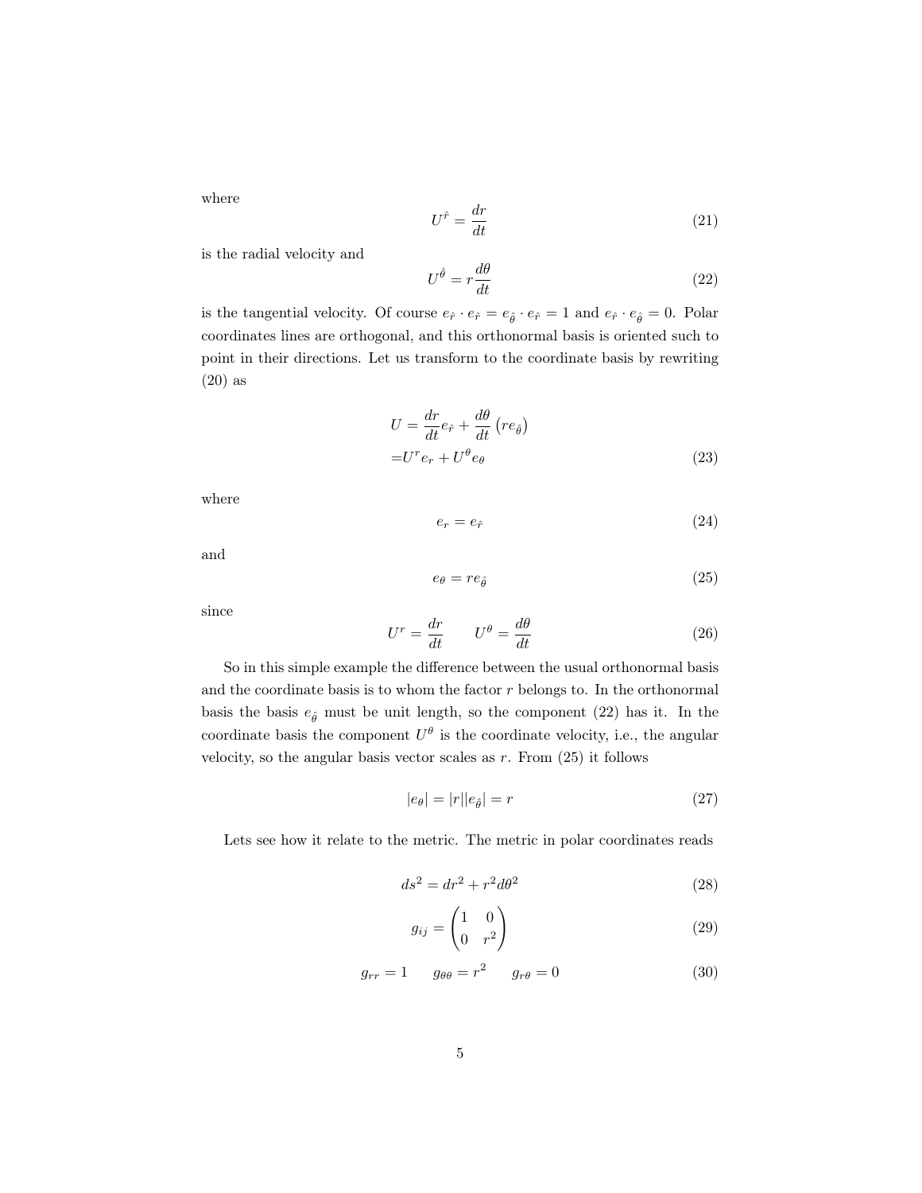where

$$U^{\hat{r}} = \frac{dr}{dt} \tag{21}$$

is the radial velocity and

$$U^{\hat{\theta}} = r\frac{d\theta}{dt} \tag{22}$$

is the tangential velocity. Of course $e_{\hat{r}} \cdot e_{\hat{r}} = e_{\hat{\theta}} \cdot e_{\hat{r}} = 1$ and $e_{\hat{r}} \cdot e_{\hat{\theta}} = 0$. Polar coordinates lines are orthogonal, and this orthonormal basis is oriented such to point in their directions. Let us transform to the coordinate basis by rewriting (20) as

$$\begin{aligned} U &= \frac{dr}{dt}e_{\hat{r}} + \frac{d\theta}{dt}\left(re_{\hat{\theta}}\right) \\ &= U^r e_r + U^\theta e_\theta \end{aligned} \tag{23}$$

where

$$e_r = e_{\hat{r}} \tag{24}$$

and

$$e_\theta = re_{\hat{\theta}} \tag{25}$$

since

$$U^r = \frac{dr}{dt} \qquad U^\theta = \frac{d\theta}{dt} \tag{26}$$

So in this simple example the difference between the usual orthonormal basis and the coordinate basis is to whom the factor $r$ belongs to. In the orthonormal basis the basis $e_{\hat{\theta}}$ must be unit length, so the component (22) has it. In the coordinate basis the component $U^\theta$ is the coordinate velocity, i.e., the angular velocity, so the angular basis vector scales as $r$. From (25) it follows

$$|e_\theta| = |r||e_{\hat{\theta}}| = r \tag{27}$$

Lets see how it relate to the metric. The metric in polar coordinates reads

$$ds^2 = dr^2 + r^2 d\theta^2 \tag{28}$$

$$g_{ij} = \begin{pmatrix} 1 & 0 \\ 0 & r^2 \end{pmatrix} \tag{29}$$

$$g_{rr} = 1 \qquad g_{\theta\theta} = r^2 \qquad g_{r\theta} = 0 \tag{30}$$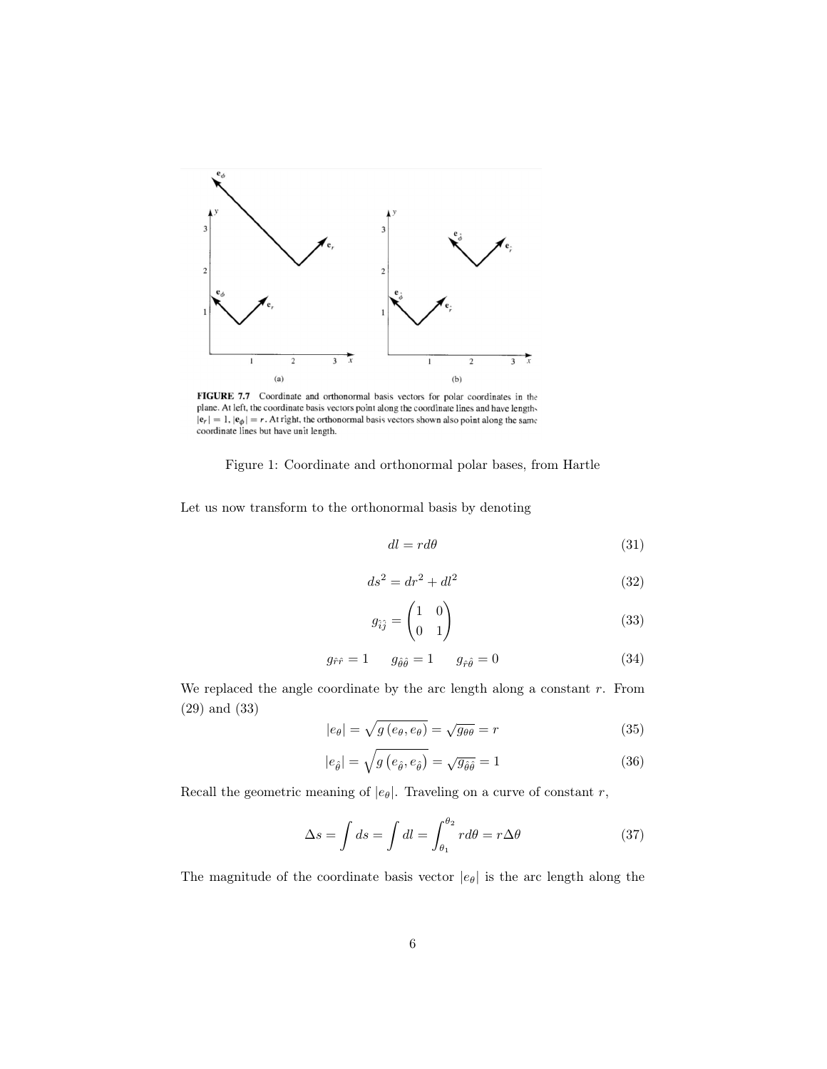FIGURE 7.7 Coordinate and orthonormal basis vectors for polar coordinates in the plane. At left, the coordinate basis vectors point along the coordinate lines and have lengths $|\mathbf{e}_r| = 1$, $|\mathbf{e}_\phi| = r$. At right, the orthonormal basis vectors shown also point along the same coordinate lines but have unit length.

Figure 1: Coordinate and orthonormal polar bases, from Hartle

Let us now transform to the orthonormal basis by denoting

$$dl = r d\theta \tag{31}$$

$$ds^2 = dr^2 + dl^2 \tag{32}$$

$$g_{\hat{i}\hat{j}} = \begin{pmatrix} 1 & 0 \\ 0 & 1 \end{pmatrix} \tag{33}$$

$$g_{\hat{r}\hat{r}} = 1 \qquad g_{\hat{\theta}\hat{\theta}} = 1 \qquad g_{\hat{r}\hat{\theta}} = 0 \tag{34}$$

We replaced the angle coordinate by the arc length along a constant $r$. From (29) and (33)

$$|e_\theta| = \sqrt{g\left(e_\theta, e_\theta\right)} = \sqrt{g_{\theta\theta}} = r \tag{35}$$

$$|e_{\hat{\theta}}| = \sqrt{g\left(e_{\hat{\theta}}, e_{\hat{\theta}}\right)} = \sqrt{g_{\hat{\theta}\hat{\theta}}} = 1 \tag{36}$$

Recall the geometric meaning of $|e_\theta|$. Traveling on a curve of constant $r$,

$$\Delta s = \int ds = \int dl = \int_{\theta_1}^{\theta_2} r d\theta = r\Delta\theta \tag{37}$$

The magnitude of the coordinate basis vector $|e_\theta|$ is the arc length along the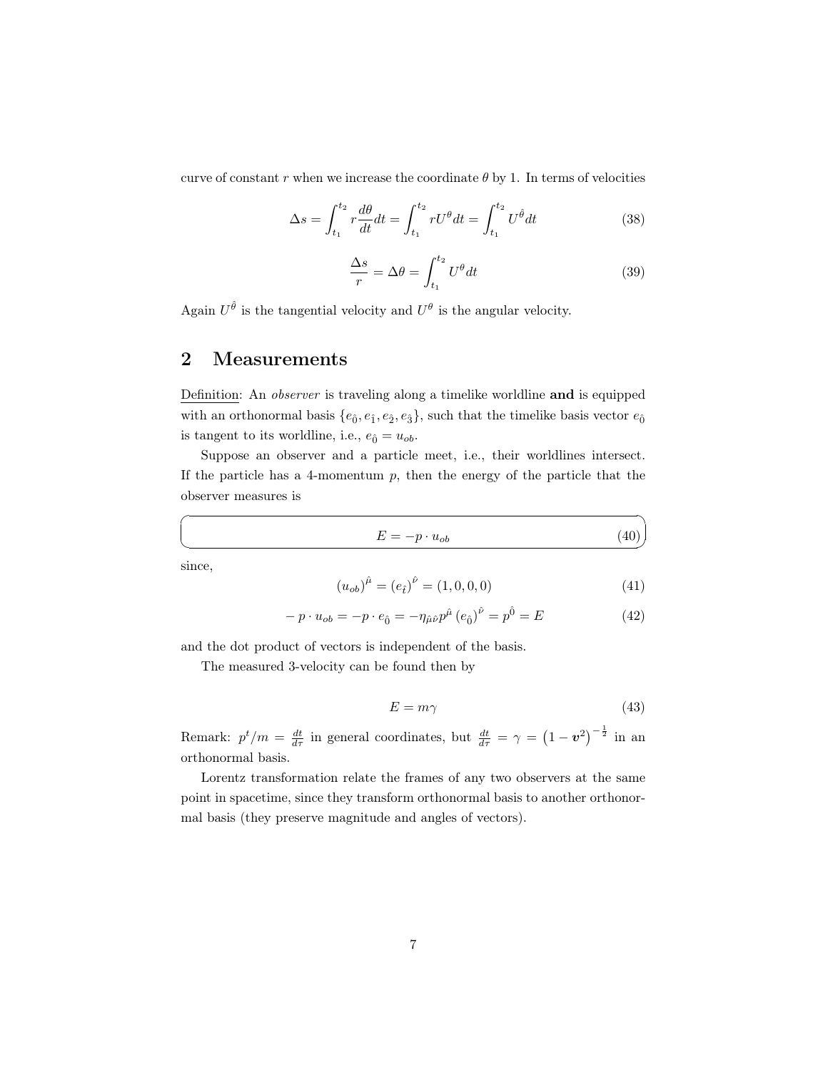curve of constant $r$ when we increase the coordinate $\theta$ by 1. In terms of velocities

$$\Delta s = \int_{t_1}^{t_2} r \frac{d\theta}{dt} dt = \int_{t_1}^{t_2} r U^{\theta} dt = \int_{t_1}^{t_2} U^{\hat{\theta}} dt \tag{38}$$

$$\frac{\Delta s}{r} = \Delta\theta = \int_{t_1}^{t_2} U^{\theta} dt \tag{39}$$

Again $U^{\hat{\theta}}$ is the tangential velocity and $U^{\theta}$ is the angular velocity.

## 2 Measurements

Definition: An *observer* is traveling along a timelike worldline **and** is equipped with an orthonormal basis $\{e_{\hat{0}}, e_{\hat{1}}, e_{\hat{2}}, e_{\hat{3}}\}$, such that the timelike basis vector $e_{\hat{0}}$ is tangent to its worldline, i.e., $e_{\hat{0}} = u_{ob}$.

Suppose an observer and a particle meet, i.e., their worldlines intersect. If the particle has a 4-momentum $p$, then the energy of the particle that the observer measures is

$$E = -p \cdot u_{ob} \tag{40}$$

since,

$$\left(u_{ob}\right)^{\hat{\mu}} = \left(e_{\hat{t}}\right)^{\hat{\nu}} = (1, 0, 0, 0) \tag{41}$$

$$-p \cdot u_{ob} = -p \cdot e_{\hat{0}} = -\eta_{\hat{\mu}\hat{\nu}} p^{\hat{\mu}} \left(e_{\hat{0}}\right)^{\hat{\nu}} = p^{\hat{0}} = E \tag{42}$$

and the dot product of vectors is independent of the basis.

The measured 3-velocity can be found then by

$$E = m\gamma \tag{43}$$

Remark: $p^t/m = \frac{dt}{d\tau}$ in general coordinates, but $\frac{dt}{d\tau} = \gamma = \left(1 - \boldsymbol{v}^2\right)^{-\frac{1}{2}}$ in an orthonormal basis.

Lorentz transformation relate the frames of any two observers at the same point in spacetime, since they transform orthonormal basis to another orthonormal basis (they preserve magnitude and angles of vectors).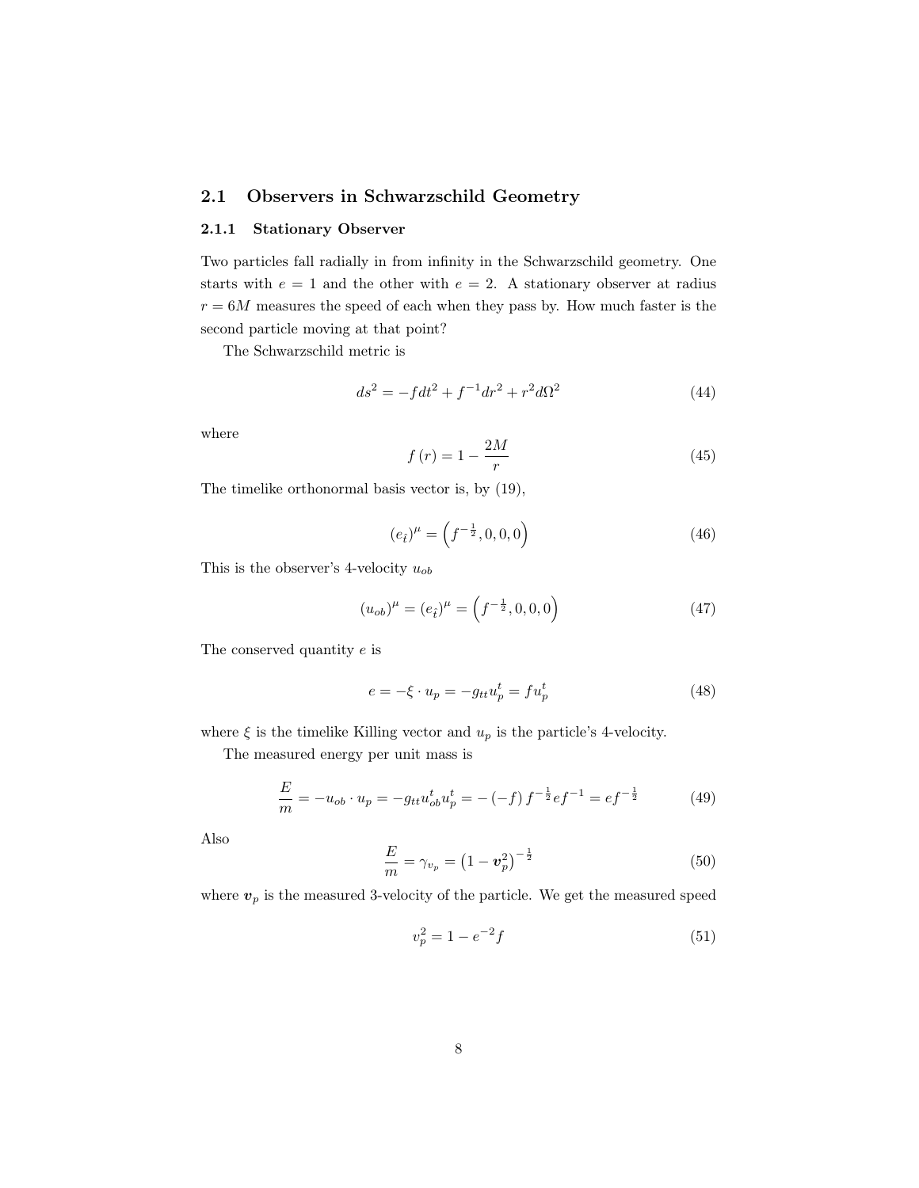## 2.1 Observers in Schwarzschild Geometry

### 2.1.1 Stationary Observer

Two particles fall radially in from infinity in the Schwarzschild geometry. One starts with $e = 1$ and the other with $e = 2$. A stationary observer at radius $r = 6M$ measures the speed of each when they pass by. How much faster is the second particle moving at that point?

The Schwarzschild metric is

$$ds^2 = -fdt^2 + f^{-1}dr^2 + r^2 d\Omega^2 \tag{44}$$

where

$$f(r) = 1 - \frac{2M}{r} \tag{45}$$

The timelike orthonormal basis vector is, by (19),

$$(e_{\hat{t}})^\mu = \left(f^{-\frac{1}{2}}, 0, 0, 0\right) \tag{46}$$

This is the observer's 4-velocity $u_{ob}$

$$(u_{ob})^\mu = (e_{\hat{t}})^\mu = \left(f^{-\frac{1}{2}}, 0, 0, 0\right) \tag{47}$$

The conserved quantity $e$ is

$$e = -\xi \cdot u_p = -g_{tt} u_p^t = f u_p^t \tag{48}$$

where $\xi$ is the timelike Killing vector and $u_p$ is the particle's 4-velocity.

The measured energy per unit mass is

$$\frac{E}{m} = -u_{ob} \cdot u_p = -g_{tt} u_{ob}^t u_p^t = -(-f) f^{-\frac{1}{2}} e f^{-1} = e f^{-\frac{1}{2}} \tag{49}$$

Also

$$\frac{E}{m} = \gamma_{v_p} = \left(1 - \boldsymbol{v}_p^2\right)^{-\frac{1}{2}} \tag{50}$$

where $\boldsymbol{v}_p$ is the measured 3-velocity of the particle. We get the measured speed

$$v_p^2 = 1 - e^{-2} f \tag{51}$$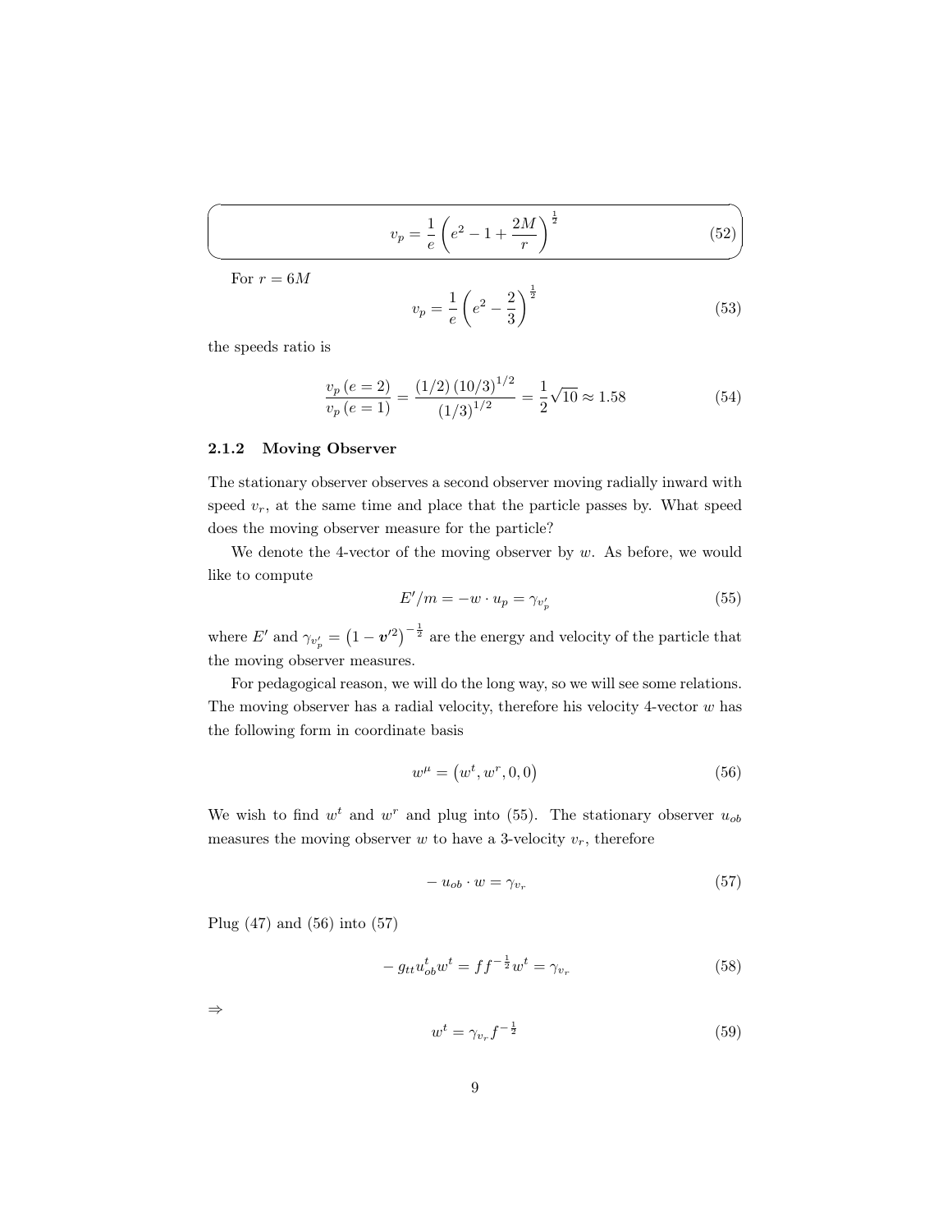$$v_p = \frac{1}{e}\left(e^2 - 1 + \frac{2M}{r}\right)^{\frac{1}{2}} \tag{52}$$

For $r = 6M$

$$v_p = \frac{1}{e}\left(e^2 - \frac{2}{3}\right)^{\frac{1}{2}} \tag{53}$$

the speeds ratio is

$$\frac{v_p\,(e=2)}{v_p\,(e=1)} = \frac{(1/2)\,(10/3)^{1/2}}{(1/3)^{1/2}} = \frac{1}{2}\sqrt{10} \approx 1.58 \tag{54}$$

### 2.1.2 Moving Observer

The stationary observer observes a second observer moving radially inward with speed $v_r$, at the same time and place that the particle passes by. What speed does the moving observer measure for the particle?

We denote the 4-vector of the moving observer by $w$. As before, we would like to compute

$$E'/m = -w \cdot u_p = \gamma_{v'_p} \tag{55}$$

where $E'$ and $\gamma_{v'_p} = \left(1 - \boldsymbol{v}'^2\right)^{-\frac{1}{2}}$ are the energy and velocity of the particle that the moving observer measures.

For pedagogical reason, we will do the long way, so we will see some relations. The moving observer has a radial velocity, therefore his velocity 4-vector $w$ has the following form in coordinate basis

$$w^\mu = \left(w^t, w^r, 0, 0\right) \tag{56}$$

We wish to find $w^t$ and $w^r$ and plug into (55). The stationary observer $u_{ob}$ measures the moving observer $w$ to have a 3-velocity $v_r$, therefore

$$-\,u_{ob} \cdot w = \gamma_{v_r} \tag{57}$$

Plug (47) and (56) into (57)

$$-\,g_{tt} u^t_{ob} w^t = f f^{-\frac{1}{2}} w^t = \gamma_{v_r} \tag{58}$$

$\Rightarrow$

$$w^t = \gamma_{v_r} f^{-\frac{1}{2}} \tag{59}$$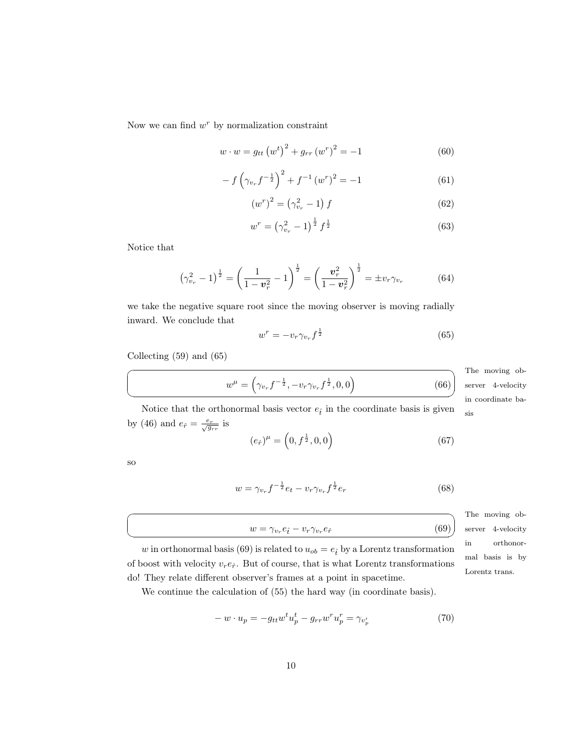Now we can find $w^r$ by normalization constraint

$$w \cdot w = g_{tt}\left(w^t\right)^2 + g_{rr}\left(w^r\right)^2 = -1 \tag{60}$$

$$-f\left(\gamma_{v_r} f^{-\frac{1}{2}}\right)^2 + f^{-1}\left(w^r\right)^2 = -1 \tag{61}$$

$$\left(w^r\right)^2 = \left(\gamma_{v_r}^2 - 1\right) f \tag{62}$$

$$w^r = \left(\gamma_{v_r}^2 - 1\right)^{\frac{1}{2}} f^{\frac{1}{2}} \tag{63}$$

Notice that

$$\left(\gamma_{v_r}^2 - 1\right)^{\frac{1}{2}} = \left(\frac{1}{1-\boldsymbol{v}_r^2} - 1\right)^{\frac{1}{2}} = \left(\frac{\boldsymbol{v}_r^2}{1-\boldsymbol{v}_r^2}\right)^{\frac{1}{2}} = \pm v_r \gamma_{v_r} \tag{64}$$

we take the negative square root since the moving observer is moving radially inward. We conclude that

$$w^r = -v_r \gamma_{v_r} f^{\frac{1}{2}} \tag{65}$$

Collecting (59) and (65)

$$w^\mu = \left(\gamma_{v_r} f^{-\frac{1}{2}}, -v_r \gamma_{v_r} f^{\frac{1}{2}}, 0, 0\right) \tag{66}$$

The moving observer 4-velocity in coordinate basis

Notice that the orthonormal basis vector $e_{\hat{t}}$ in the coordinate basis is given by (46) and $e_{\hat{r}} = \frac{e_r}{\sqrt{g_{rr}}}$ is

$$\left(e_{\hat{r}}\right)^\mu = \left(0, f^{\frac{1}{2}}, 0, 0\right) \tag{67}$$

so

$$w = \gamma_{v_r} f^{-\frac{1}{2}} e_t - v_r \gamma_{v_r} f^{\frac{1}{2}} e_r \tag{68}$$

$$w = \gamma_{v_r} e_{\hat{t}} - v_r \gamma_{v_r} e_{\hat{r}} \tag{69}$$

The moving observer 4-velocity in orthonormal basis is by Lorentz trans.

$w$ in orthonormal basis (69) is related to $u_{ob} = e_{\hat{t}}$ by a Lorentz transformation of boost with velocity $v_r e_{\hat{r}}$. But of course, that is what Lorentz transformations do! They relate different observer's frames at a point in spacetime.

We continue the calculation of (55) the hard way (in coordinate basis).

$$-w \cdot u_p = -g_{tt} w^t u_p^t - g_{rr} w^r u_p^r = \gamma_{v_p'} \tag{70}$$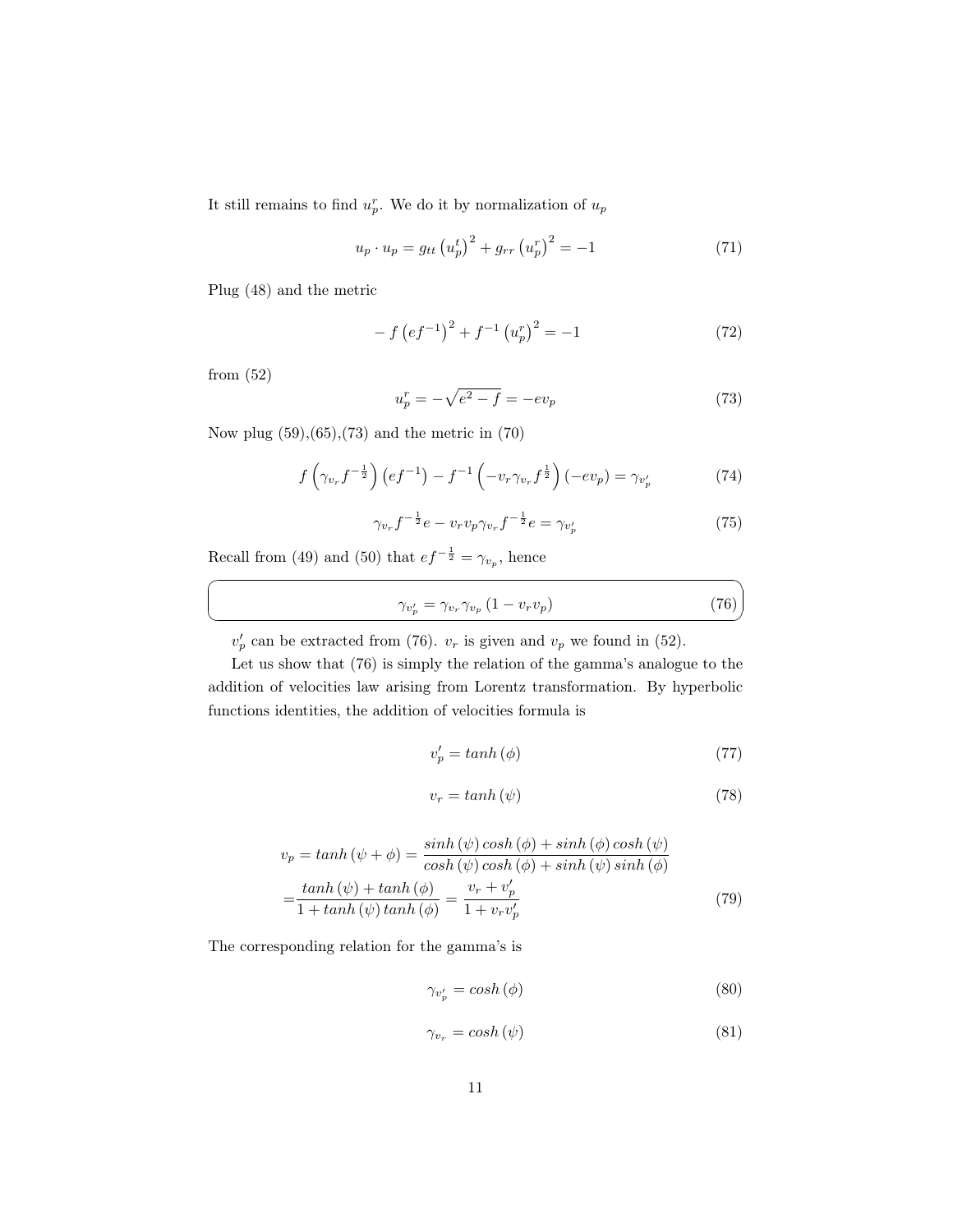It still remains to find $u_p^r$. We do it by normalization of $u_p$

$$u_p \cdot u_p = g_{tt} \left(u_p^t\right)^2 + g_{rr} \left(u_p^r\right)^2 = -1 \tag{71}$$

Plug (48) and the metric

$$-f \left(ef^{-1}\right)^2 + f^{-1} \left(u_p^r\right)^2 = -1 \tag{72}$$

from (52)

$$u_p^r = -\sqrt{e^2 - f} = -ev_p \tag{73}$$

Now plug (59),(65),(73) and the metric in (70)

$$f \left(\gamma_{v_r} f^{-\frac{1}{2}}\right) \left(ef^{-1}\right) - f^{-1} \left(-v_r \gamma_{v_r} f^{\frac{1}{2}}\right) \left(-ev_p\right) = \gamma_{v_p'} \tag{74}$$

$$\gamma_{v_r} f^{-\frac{1}{2}} e - v_r v_p \gamma_{v_r} f^{-\frac{1}{2}} e = \gamma_{v_p'} \tag{75}$$

Recall from (49) and (50) that $ef^{-\frac{1}{2}} = \gamma_{v_p}$, hence

$$\boxed{\gamma_{v_p'} = \gamma_{v_r} \gamma_{v_p} \left(1 - v_r v_p\right)} \tag{76}$$

$v_p'$ can be extracted from (76). $v_r$ is given and $v_p$ we found in (52).

Let us show that (76) is simply the relation of the gamma's analogue to the addition of velocities law arising from Lorentz transformation. By hyperbolic functions identities, the addition of velocities formula is

$$v_p' = tanh\left(\phi\right) \tag{77}$$

$$v_r = tanh\left(\psi\right) \tag{78}$$

$$\begin{aligned} v_p = tanh\left(\psi + \phi\right) &= \frac{sinh\left(\psi\right) cosh\left(\phi\right) + sinh\left(\phi\right) cosh\left(\psi\right)}{cosh\left(\psi\right) cosh\left(\phi\right) + sinh\left(\psi\right) sinh\left(\phi\right)} \\ &= \frac{tanh\left(\psi\right) + tanh\left(\phi\right)}{1 + tanh\left(\psi\right) tanh\left(\phi\right)} = \frac{v_r + v_p'}{1 + v_r v_p'} \end{aligned} \tag{79}$$

The corresponding relation for the gamma's is

$$\gamma_{v_p'} = cosh\left(\phi\right) \tag{80}$$

$$\gamma_{v_r} = cosh\left(\psi\right) \tag{81}$$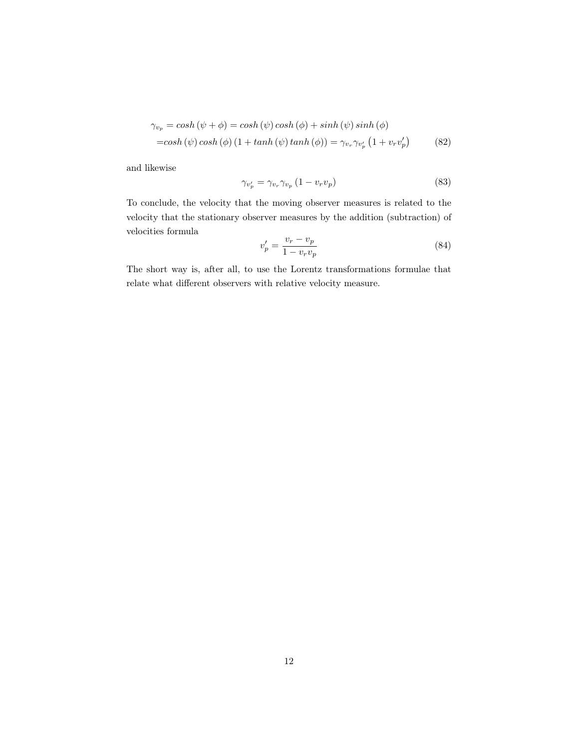$$\gamma_{v_p} = cosh\left(\psi + \phi\right) = cosh\left(\psi\right) cosh\left(\phi\right) + sinh\left(\psi\right) sinh\left(\phi\right)$$

$$= cosh\left(\psi\right) cosh\left(\phi\right)\left(1 + tanh\left(\psi\right) tanh\left(\phi\right)\right) = \gamma_{v_r}\gamma_{v'_p}\left(1 + v_r v'_p\right) \tag{82}$$

and likewise

$$\gamma_{v'_p} = \gamma_{v_r}\gamma_{v_p}\left(1 - v_r v_p\right) \tag{83}$$

To conclude, the velocity that the moving observer measures is related to the velocity that the stationary observer measures by the addition (subtraction) of velocities formula

$$v'_p = \frac{v_r - v_p}{1 - v_r v_p} \tag{84}$$

The short way is, after all, to use the Lorentz transformations formulae that relate what different observers with relative velocity measure.